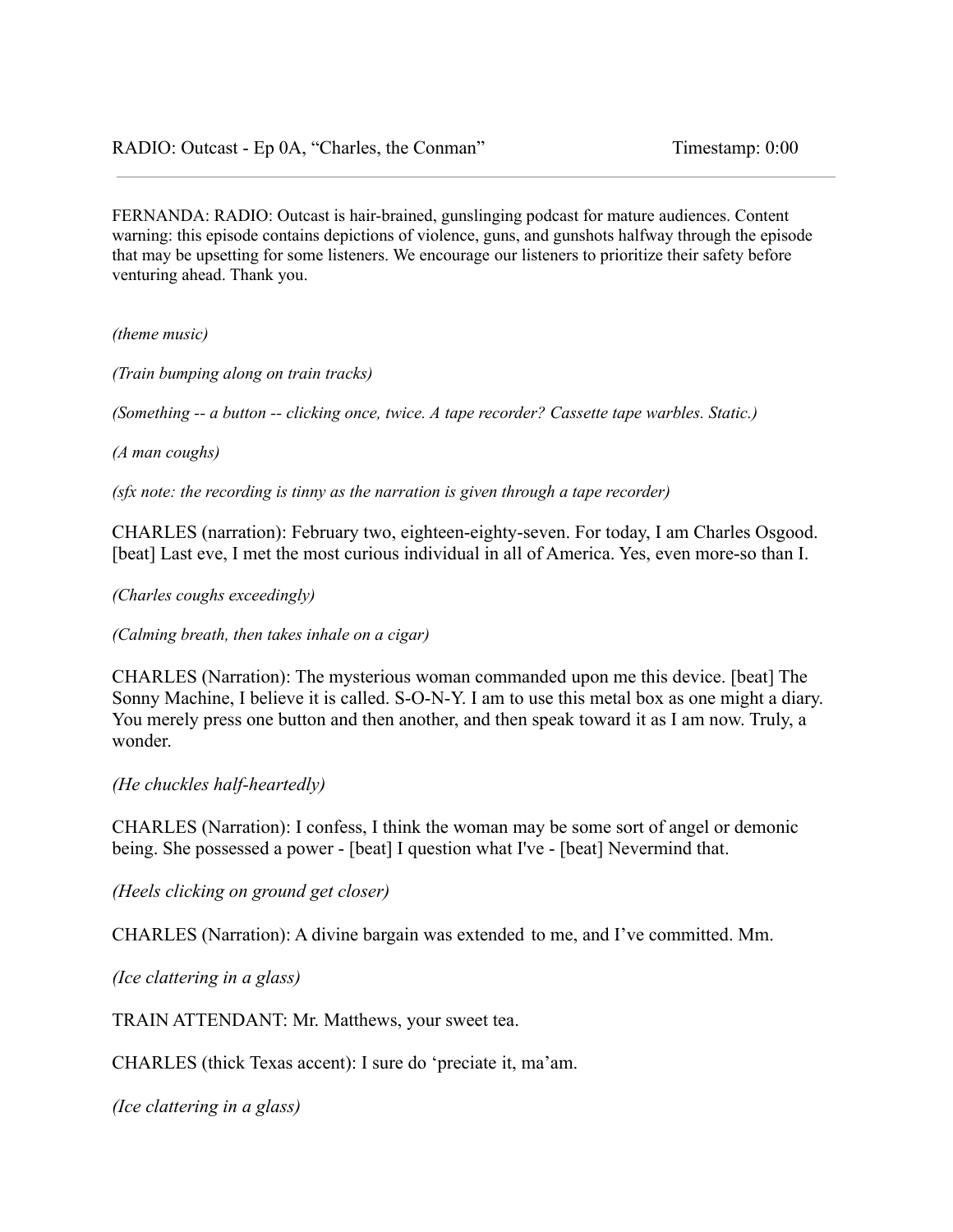RADIO: Outcast - Ep 0A, "Charles, the Conman" Timestamp: 0:00

---

FERNANDA: RADIO: Outcast is hair-brained, gunslinging podcast for mature audiences. Content warning: this episode contains depictions of violence, guns, and gunshots halfway through the episode that may be upsetting for some listeners. We encourage our listeners to prioritize their safety before venturing ahead. Thank you.

*(theme music)*

*(Train bumping along on train tracks)*

*(Something -- a button -- clicking once, twice. A tape recorder? Cassette tape warbles. Static.)*

*(A man coughs)*

*(sfx note: the recording is tinny as the narration is given through a tape recorder)*

CHARLES (narration): February two, eighteen-eighty-seven. For today, I am Charles Osgood. [beat] Last eve, I met the most curious individual in all of America. Yes, even more-so than I.

*(Charles coughs exceedingly)*

*(Calming breath, then takes inhale on a cigar)*

CHARLES (Narration): The mysterious woman commanded upon me this device. [beat] The Sonny Machine, I believe it is called. S-O-N-Y. I am to use this metal box as one might a diary. You merely press one button and then another, and then speak toward it as I am now. Truly, a wonder.

*(He chuckles half-heartedly)*

CHARLES (Narration): I confess, I think the woman may be some sort of angel or demonic being. She possessed a power - [beat] I question what I've - [beat] Nevermind that.

*(Heels clicking on ground get closer)*

CHARLES (Narration): A divine bargain was extended to me, and I've committed. Mm.

*(Ice clattering in a glass)*

TRAIN ATTENDANT: Mr. Matthews, your sweet tea.

CHARLES (thick Texas accent): I sure do 'preciate it, ma'am.

*(Ice clattering in a glass)*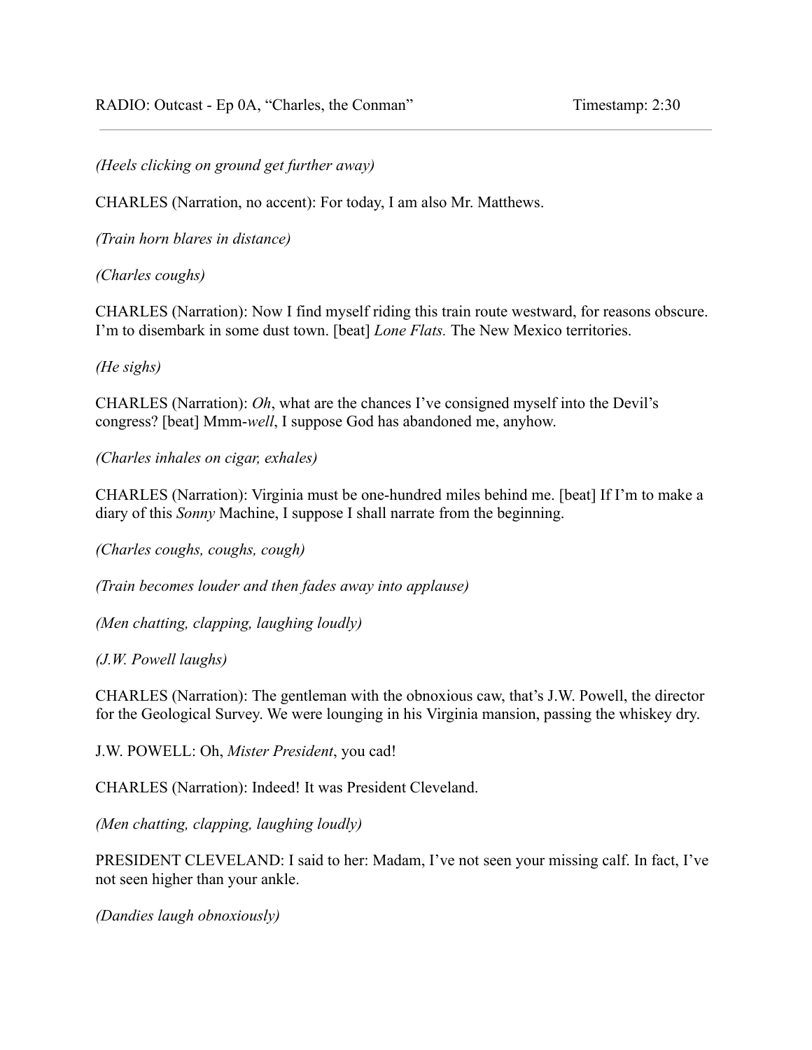*(Heels clicking on ground get further away)*

CHARLES (Narration, no accent): For today, I am also Mr. Matthews.

*(Train horn blares in distance)*

*(Charles coughs)*

CHARLES (Narration): Now I find myself riding this train route westward, for reasons obscure. I'm to disembark in some dust town. [beat] *Lone Flats.* The New Mexico territories.

*(He sighs)*

CHARLES (Narration): *Oh*, what are the chances I've consigned myself into the Devil's congress? [beat] Mmm-*well*, I suppose God has abandoned me, anyhow.

*(Charles inhales on cigar, exhales)*

CHARLES (Narration): Virginia must be one-hundred miles behind me. [beat] If I'm to make a diary of this *Sonny* Machine, I suppose I shall narrate from the beginning.

*(Charles coughs, coughs, cough)*

*(Train becomes louder and then fades away into applause)*

*(Men chatting, clapping, laughing loudly)*

*(J.W. Powell laughs)*

CHARLES (Narration): The gentleman with the obnoxious caw, that's J.W. Powell, the director for the Geological Survey. We were lounging in his Virginia mansion, passing the whiskey dry.

J.W. POWELL: Oh, *Mister President*, you cad!

CHARLES (Narration): Indeed! It was President Cleveland.

*(Men chatting, clapping, laughing loudly)*

PRESIDENT CLEVELAND: I said to her: Madam, I've not seen your missing calf. In fact, I've not seen higher than your ankle.

*(Dandies laugh obnoxiously)*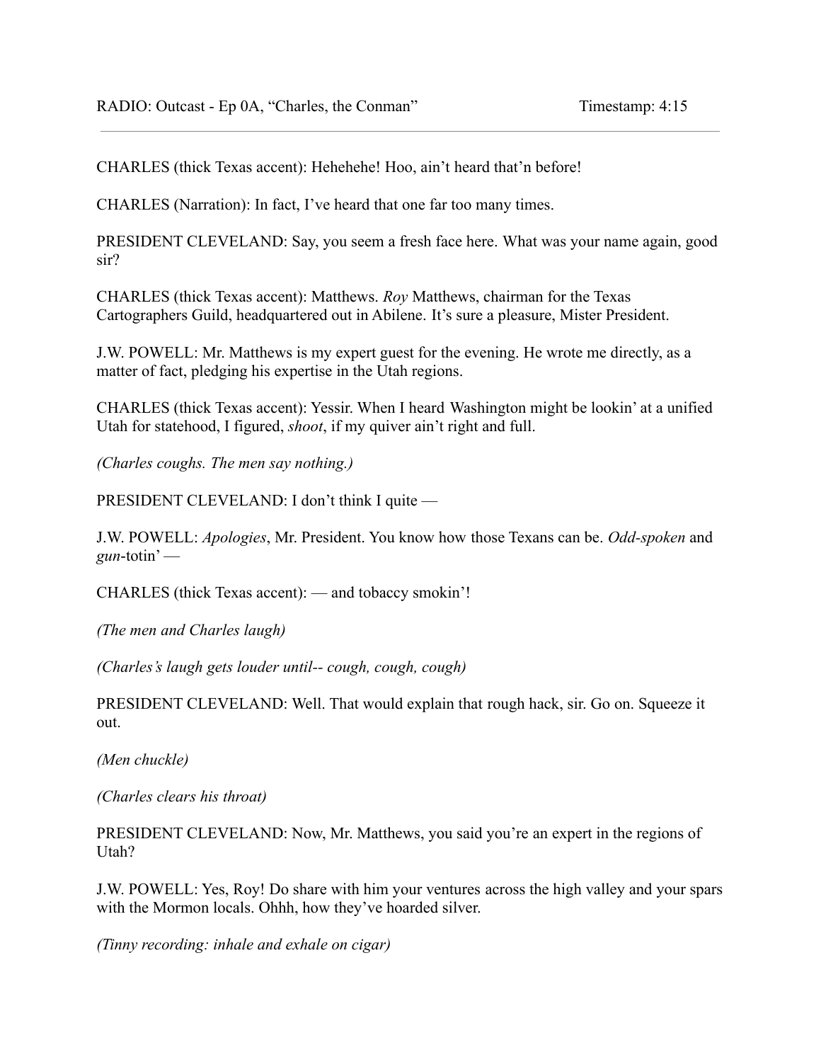CHARLES (thick Texas accent): Hehehehe! Hoo, ain't heard that'n before!

CHARLES (Narration): In fact, I've heard that one far too many times.

PRESIDENT CLEVELAND: Say, you seem a fresh face here. What was your name again, good sir?

CHARLES (thick Texas accent): Matthews. *Roy* Matthews, chairman for the Texas Cartographers Guild, headquartered out in Abilene. It's sure a pleasure, Mister President.

J.W. POWELL: Mr. Matthews is my expert guest for the evening. He wrote me directly, as a matter of fact, pledging his expertise in the Utah regions.

CHARLES (thick Texas accent): Yessir. When I heard Washington might be lookin' at a unified Utah for statehood, I figured, *shoot*, if my quiver ain't right and full.

*(Charles coughs. The men say nothing.)*

PRESIDENT CLEVELAND: I don't think I quite —

J.W. POWELL: *Apologies*, Mr. President. You know how those Texans can be. *Odd-spoken* and *gun*-totin' —

CHARLES (thick Texas accent): — and tobaccy smokin'!

*(The men and Charles laugh)*

*(Charles's laugh gets louder until-- cough, cough, cough)*

PRESIDENT CLEVELAND: Well. That would explain that rough hack, sir. Go on. Squeeze it out.

*(Men chuckle)*

*(Charles clears his throat)*

PRESIDENT CLEVELAND: Now, Mr. Matthews, you said you're an expert in the regions of Utah?

J.W. POWELL: Yes, Roy! Do share with him your ventures across the high valley and your spars with the Mormon locals. Ohhh, how they've hoarded silver.

*(Tinny recording: inhale and exhale on cigar)*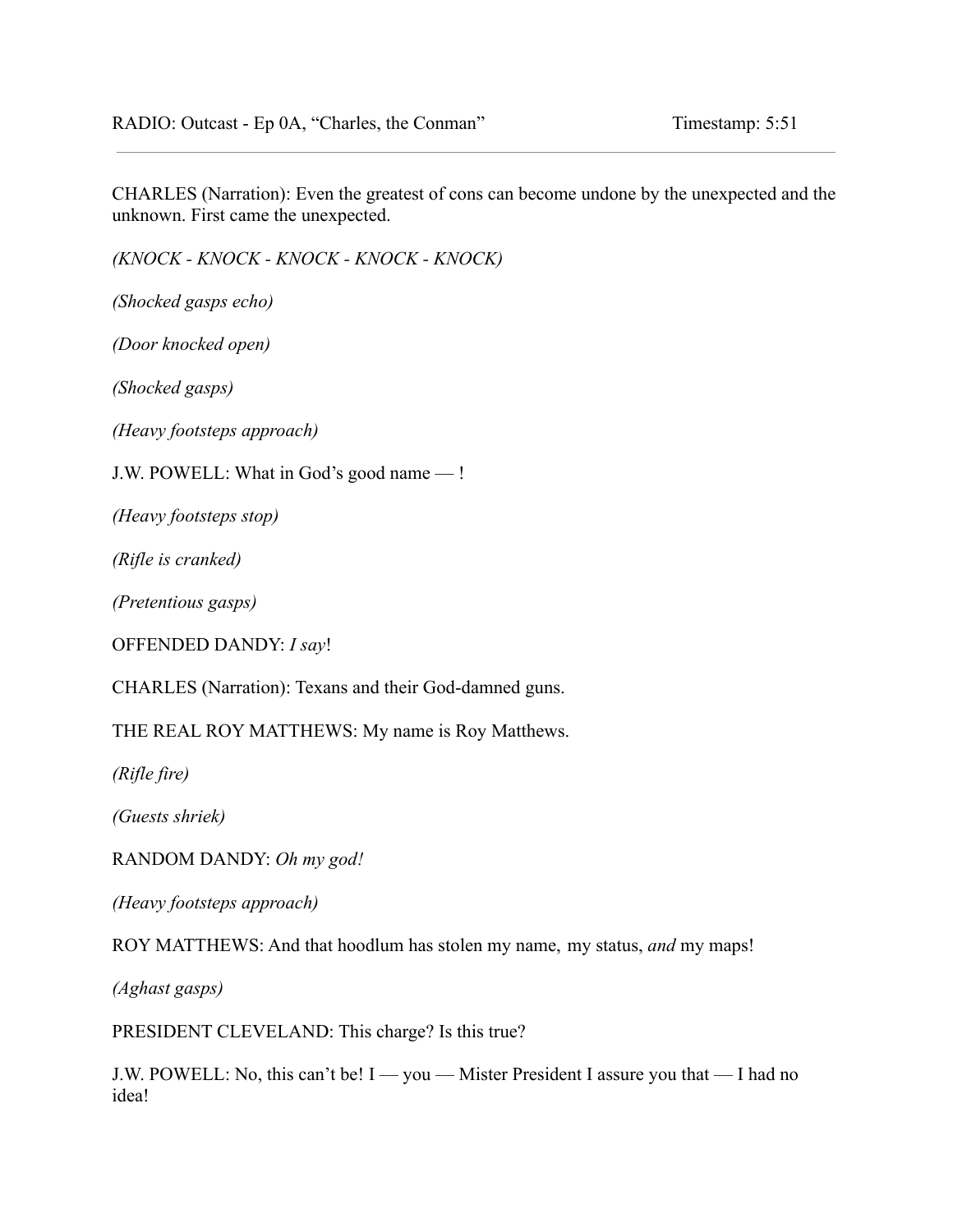CHARLES (Narration): Even the greatest of cons can become undone by the unexpected and the unknown. First came the unexpected.

*(KNOCK - KNOCK - KNOCK - KNOCK - KNOCK)*

*(Shocked gasps echo)*

*(Door knocked open)*

*(Shocked gasps)*

*(Heavy footsteps approach)*

J.W. POWELL: What in God's good name — !

*(Heavy footsteps stop)*

*(Rifle is cranked)*

*(Pretentious gasps)*

OFFENDED DANDY: *I say*!

CHARLES (Narration): Texans and their God-damned guns.

THE REAL ROY MATTHEWS: My name is Roy Matthews.

*(Rifle fire)*

*(Guests shriek)*

RANDOM DANDY: *Oh my god!*

*(Heavy footsteps approach)*

ROY MATTHEWS: And that hoodlum has stolen my name, my status, *and* my maps!

*(Aghast gasps)*

PRESIDENT CLEVELAND: This charge? Is this true?

J.W. POWELL: No, this can't be! I — you — Mister President I assure you that — I had no idea!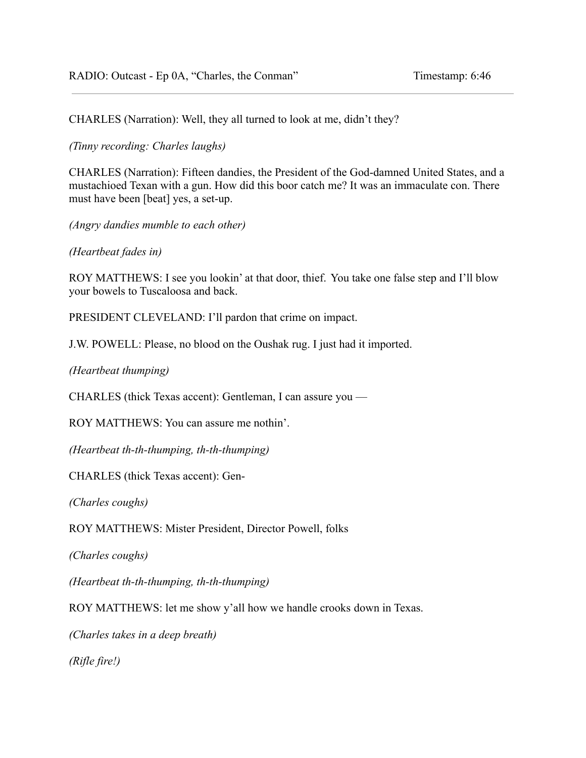CHARLES (Narration): Well, they all turned to look at me, didn't they?

*(Tinny recording: Charles laughs)*

CHARLES (Narration): Fifteen dandies, the President of the God-damned United States, and a mustachioed Texan with a gun. How did this boor catch me? It was an immaculate con. There must have been [beat] yes, a set-up.

*(Angry dandies mumble to each other)*

*(Heartbeat fades in)*

ROY MATTHEWS: I see you lookin' at that door, thief. You take one false step and I'll blow your bowels to Tuscaloosa and back.

PRESIDENT CLEVELAND: I'll pardon that crime on impact.

J.W. POWELL: Please, no blood on the Oushak rug. I just had it imported.

*(Heartbeat thumping)*

CHARLES (thick Texas accent): Gentleman, I can assure you —

ROY MATTHEWS: You can assure me nothin'.

*(Heartbeat th-th-thumping, th-th-thumping)*

CHARLES (thick Texas accent): Gen-

*(Charles coughs)*

ROY MATTHEWS: Mister President, Director Powell, folks

*(Charles coughs)*

*(Heartbeat th-th-thumping, th-th-thumping)*

ROY MATTHEWS: let me show y'all how we handle crooks down in Texas.

*(Charles takes in a deep breath)*

*(Rifle fire!)*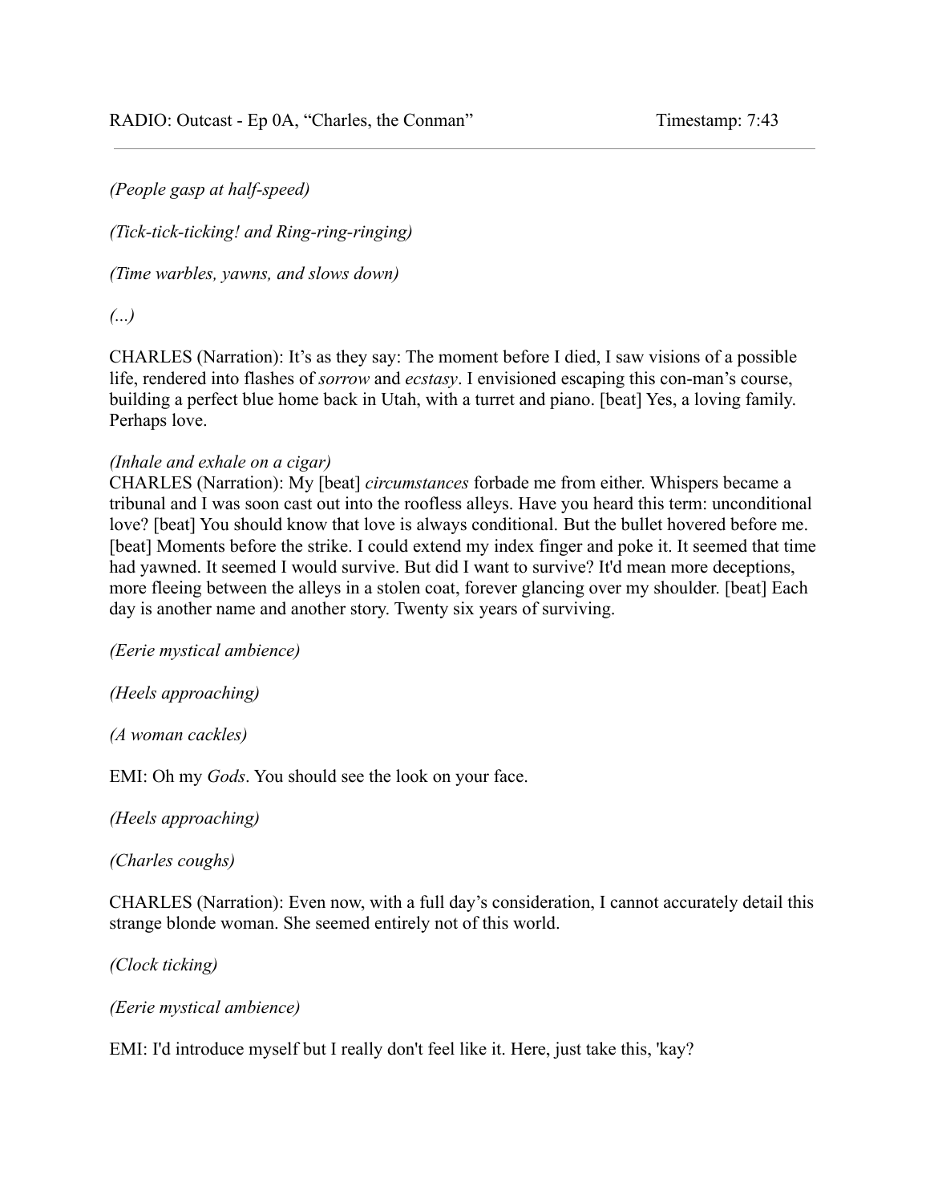*(People gasp at half-speed)*

*(Tick-tick-ticking! and Ring-ring-ringing)*

*(Time warbles, yawns, and slows down)*

*(...)*

CHARLES (Narration): It's as they say: The moment before I died, I saw visions of a possible life, rendered into flashes of *sorrow* and *ecstasy*. I envisioned escaping this con-man's course, building a perfect blue home back in Utah, with a turret and piano. [beat] Yes, a loving family. Perhaps love.

*(Inhale and exhale on a cigar)*
CHARLES (Narration): My [beat] *circumstances* forbade me from either. Whispers became a tribunal and I was soon cast out into the roofless alleys. Have you heard this term: unconditional love? [beat] You should know that love is always conditional. But the bullet hovered before me. [beat] Moments before the strike. I could extend my index finger and poke it. It seemed that time had yawned. It seemed I would survive. But did I want to survive? It'd mean more deceptions, more fleeing between the alleys in a stolen coat, forever glancing over my shoulder. [beat] Each day is another name and another story. Twenty six years of surviving.

*(Eerie mystical ambience)*

*(Heels approaching)*

*(A woman cackles)*

EMI: Oh my *Gods*. You should see the look on your face.

*(Heels approaching)*

*(Charles coughs)*

CHARLES (Narration): Even now, with a full day's consideration, I cannot accurately detail this strange blonde woman. She seemed entirely not of this world.

*(Clock ticking)*

*(Eerie mystical ambience)*

EMI: I'd introduce myself but I really don't feel like it. Here, just take this, 'kay?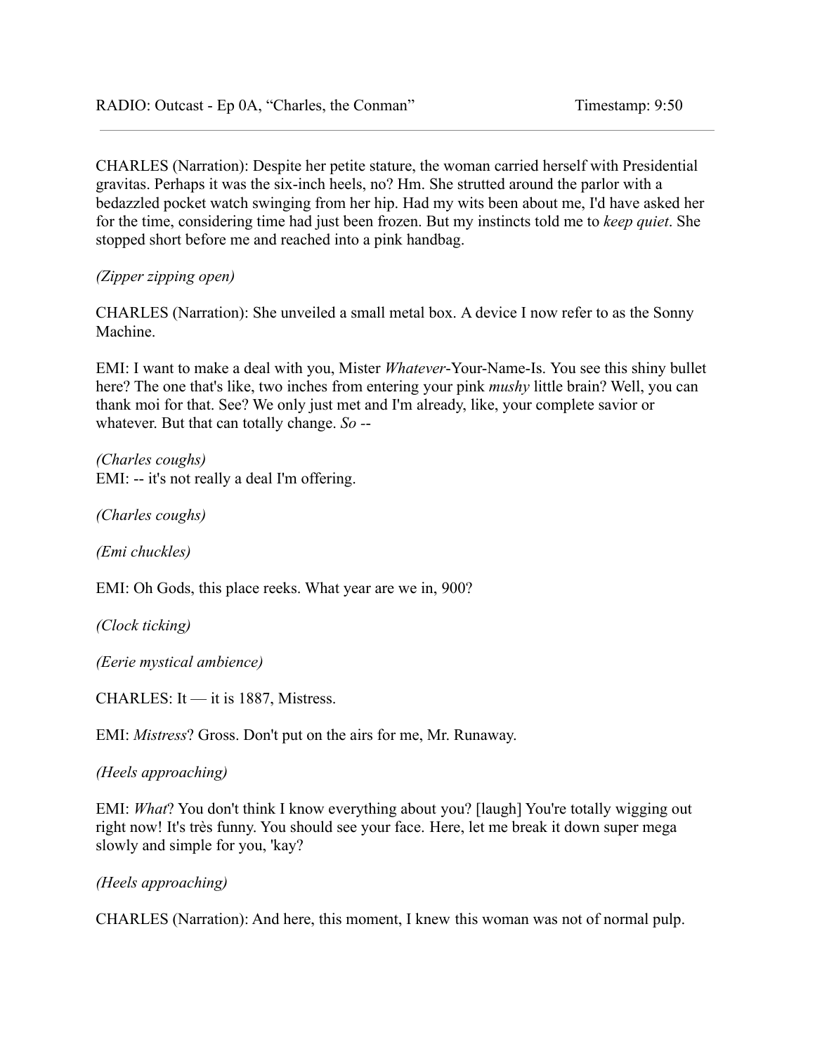CHARLES (Narration): Despite her petite stature, the woman carried herself with Presidential gravitas. Perhaps it was the six-inch heels, no? Hm. She strutted around the parlor with a bedazzled pocket watch swinging from her hip. Had my wits been about me, I'd have asked her for the time, considering time had just been frozen. But my instincts told me to *keep quiet*. She stopped short before me and reached into a pink handbag.

*(Zipper zipping open)*

CHARLES (Narration): She unveiled a small metal box. A device I now refer to as the Sonny Machine.

EMI: I want to make a deal with you, Mister *Whatever*-Your-Name-Is. You see this shiny bullet here? The one that's like, two inches from entering your pink *mushy* little brain? Well, you can thank moi for that. See? We only just met and I'm already, like, your complete savior or whatever. But that can totally change. *So* --

*(Charles coughs)*
EMI: -- it's not really a deal I'm offering.

*(Charles coughs)*

*(Emi chuckles)*

EMI: Oh Gods, this place reeks. What year are we in, 900?

*(Clock ticking)*

*(Eerie mystical ambience)*

CHARLES: It — it is 1887, Mistress.

EMI: *Mistress*? Gross. Don't put on the airs for me, Mr. Runaway.

*(Heels approaching)*

EMI: *What*? You don't think I know everything about you? [laugh] You're totally wigging out right now! It's très funny. You should see your face. Here, let me break it down super mega slowly and simple for you, 'kay?

*(Heels approaching)*

CHARLES (Narration): And here, this moment, I knew this woman was not of normal pulp.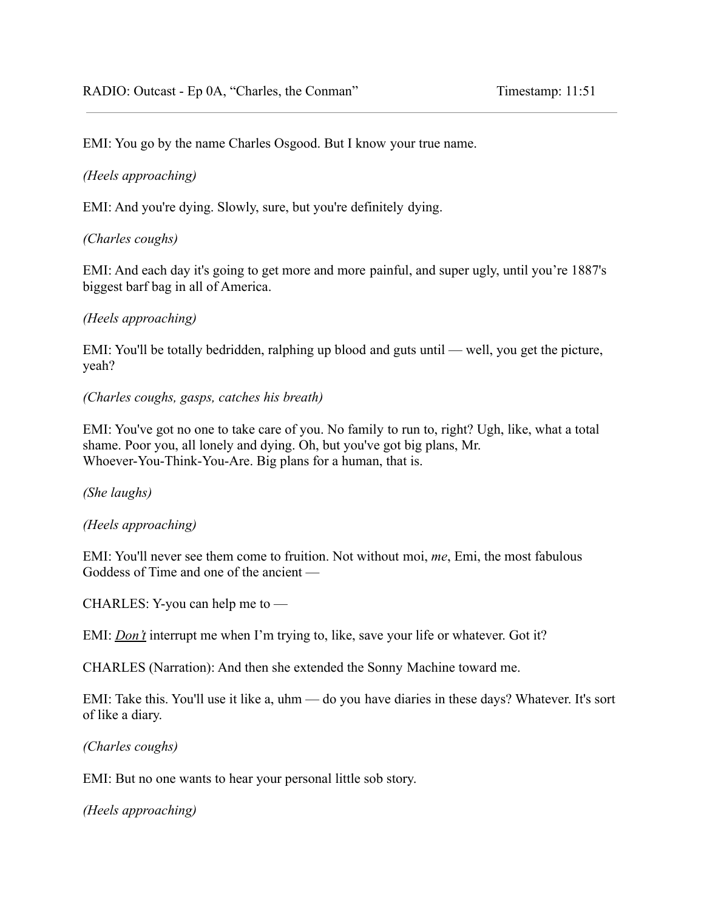EMI: You go by the name Charles Osgood. But I know your true name.

*(Heels approaching)*

EMI: And you're dying. Slowly, sure, but you're definitely dying.

*(Charles coughs)*

EMI: And each day it's going to get more and more painful, and super ugly, until you're 1887's biggest barf bag in all of America.

*(Heels approaching)*

EMI: You'll be totally bedridden, ralphing up blood and guts until — well, you get the picture, yeah?

*(Charles coughs, gasps, catches his breath)*

EMI: You've got no one to take care of you. No family to run to, right? Ugh, like, what a total shame. Poor you, all lonely and dying. Oh, but you've got big plans, Mr. Whoever-You-Think-You-Are. Big plans for a human, that is.

*(She laughs)*

*(Heels approaching)*

EMI: You'll never see them come to fruition. Not without moi, *me*, Emi, the most fabulous Goddess of Time and one of the ancient —

CHARLES: Y-you can help me to —

EMI: ***<u>Don't</u>*** interrupt me when I'm trying to, like, save your life or whatever. Got it?

CHARLES (Narration): And then she extended the Sonny Machine toward me.

EMI: Take this. You'll use it like a, uhm — do you have diaries in these days? Whatever. It's sort of like a diary.

*(Charles coughs)*

EMI: But no one wants to hear your personal little sob story.

*(Heels approaching)*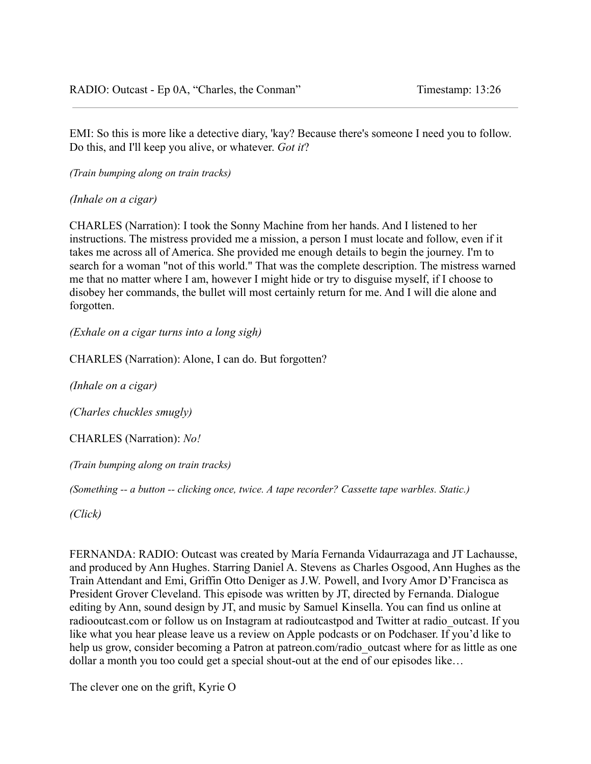EMI: So this is more like a detective diary, 'kay? Because there's someone I need you to follow. Do this, and I'll keep you alive, or whatever. *Got it*?

*(Train bumping along on train tracks)*

*(Inhale on a cigar)*

CHARLES (Narration): I took the Sonny Machine from her hands. And I listened to her instructions. The mistress provided me a mission, a person I must locate and follow, even if it takes me across all of America. She provided me enough details to begin the journey. I'm to search for a woman "not of this world." That was the complete description. The mistress warned me that no matter where I am, however I might hide or try to disguise myself, if I choose to disobey her commands, the bullet will most certainly return for me. And I will die alone and forgotten.

*(Exhale on a cigar turns into a long sigh)*

CHARLES (Narration): Alone, I can do. But forgotten?

*(Inhale on a cigar)*

*(Charles chuckles smugly)*

CHARLES (Narration): *No!*

*(Train bumping along on train tracks)*

*(Something -- a button -- clicking once, twice. A tape recorder? Cassette tape warbles. Static.)*

*(Click)*

FERNANDA: RADIO: Outcast was created by María Fernanda Vidaurrazaga and JT Lachausse, and produced by Ann Hughes. Starring Daniel A. Stevens as Charles Osgood, Ann Hughes as the Train Attendant and Emi, Griffin Otto Deniger as J.W. Powell, and Ivory Amor D'Francisca as President Grover Cleveland. This episode was written by JT, directed by Fernanda. Dialogue editing by Ann, sound design by JT, and music by Samuel Kinsella. You can find us online at radiooutcast.com or follow us on Instagram at radiooutcastpod and Twitter at radio_outcast. If you like what you hear please leave us a review on Apple podcasts or on Podchaser. If you'd like to help us grow, consider becoming a Patron at patreon.com/radio_outcast where for as little as one dollar a month you too could get a special shout-out at the end of our episodes like…

The clever one on the grift, Kyrie O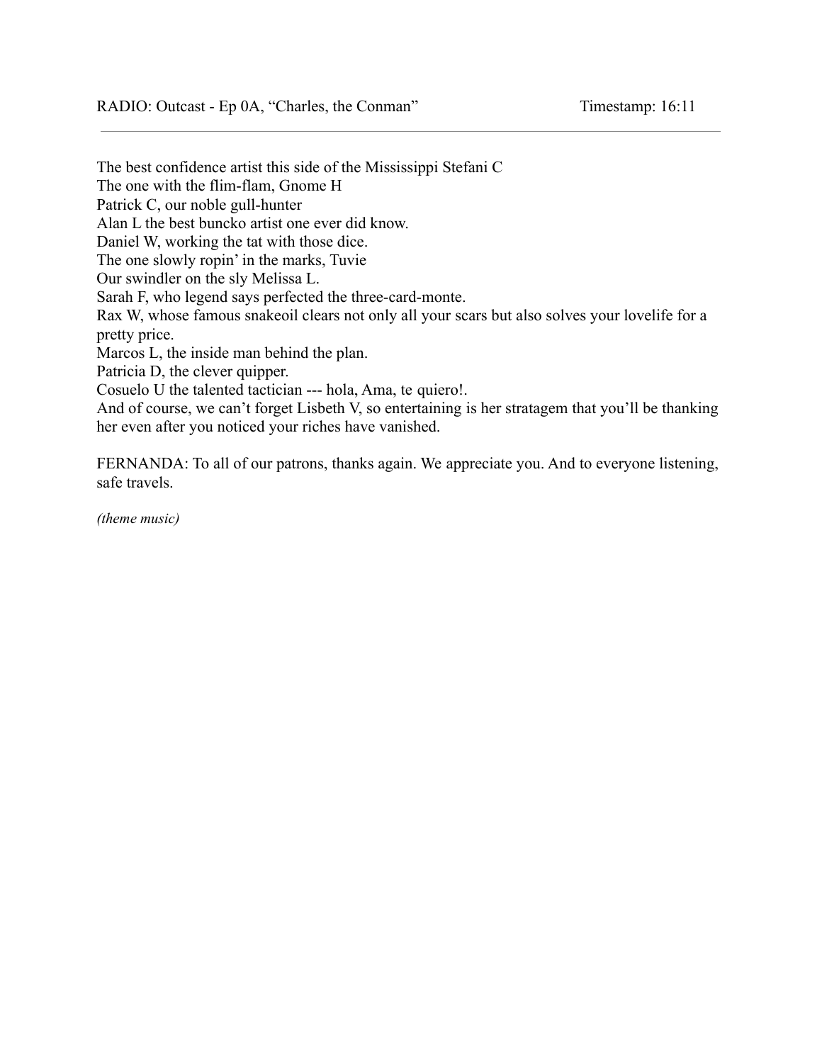The best confidence artist this side of the Mississippi Stefani C
The one with the flim-flam, Gnome H
Patrick C, our noble gull-hunter
Alan L the best buncko artist one ever did know.
Daniel W, working the tat with those dice.
The one slowly ropin' in the marks, Tuvie
Our swindler on the sly Melissa L.
Sarah F, who legend says perfected the three-card-monte.
Rax W, whose famous snakeoil clears not only all your scars but also solves your lovelife for a pretty price.
Marcos L, the inside man behind the plan.
Patricia D, the clever quipper.
Cosuelo U the talented tactician --- hola, Ama, te quiero!.
And of course, we can't forget Lisbeth V, so entertaining is her stratagem that you'll be thanking her even after you noticed your riches have vanished.

FERNANDA: To all of our patrons, thanks again. We appreciate you. And to everyone listening, safe travels.

*(theme music)*